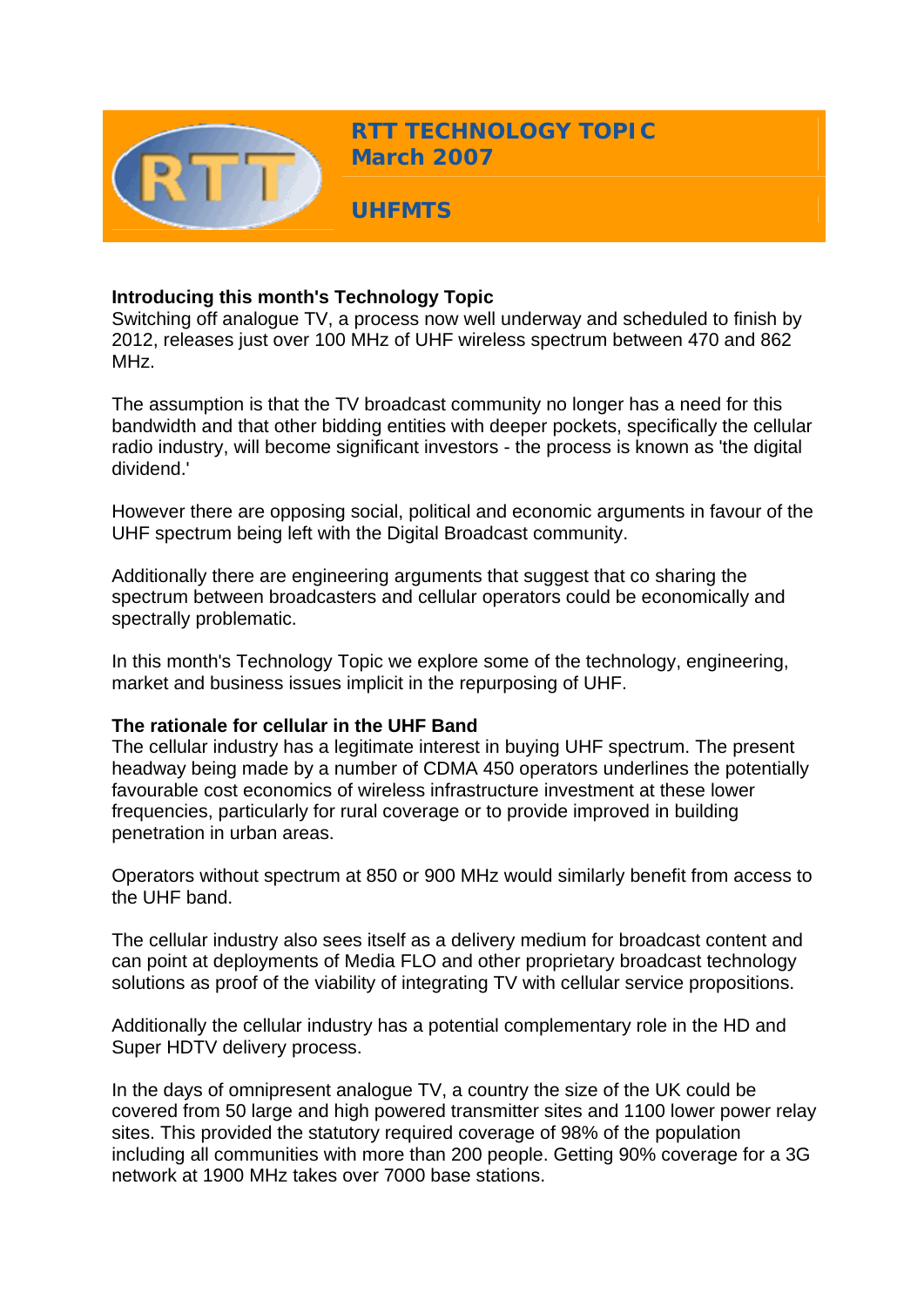# RTT TECHNOLOGY TOPIC
## March 2007

## UHFMTS

**Introducing this month's Technology Topic**
Switching off analogue TV, a process now well underway and scheduled to finish by 2012, releases just over 100 MHz of UHF wireless spectrum between 470 and 862 MHz.

The assumption is that the TV broadcast community no longer has a need for this bandwidth and that other bidding entities with deeper pockets, specifically the cellular radio industry, will become significant investors - the process is known as 'the digital dividend.'

However there are opposing social, political and economic arguments in favour of the UHF spectrum being left with the Digital Broadcast community.

Additionally there are engineering arguments that suggest that co sharing the spectrum between broadcasters and cellular operators could be economically and spectrally problematic.

In this month's Technology Topic we explore some of the technology, engineering, market and business issues implicit in the repurposing of UHF.

**The rationale for cellular in the UHF Band**
The cellular industry has a legitimate interest in buying UHF spectrum. The present headway being made by a number of CDMA 450 operators underlines the potentially favourable cost economics of wireless infrastructure investment at these lower frequencies, particularly for rural coverage or to provide improved in building penetration in urban areas.

Operators without spectrum at 850 or 900 MHz would similarly benefit from access to the UHF band.

The cellular industry also sees itself as a delivery medium for broadcast content and can point at deployments of Media FLO and other proprietary broadcast technology solutions as proof of the viability of integrating TV with cellular service propositions.

Additionally the cellular industry has a potential complementary role in the HD and Super HDTV delivery process.

In the days of omnipresent analogue TV, a country the size of the UK could be covered from 50 large and high powered transmitter sites and 1100 lower power relay sites. This provided the statutory required coverage of 98% of the population including all communities with more than 200 people. Getting 90% coverage for a 3G network at 1900 MHz takes over 7000 base stations.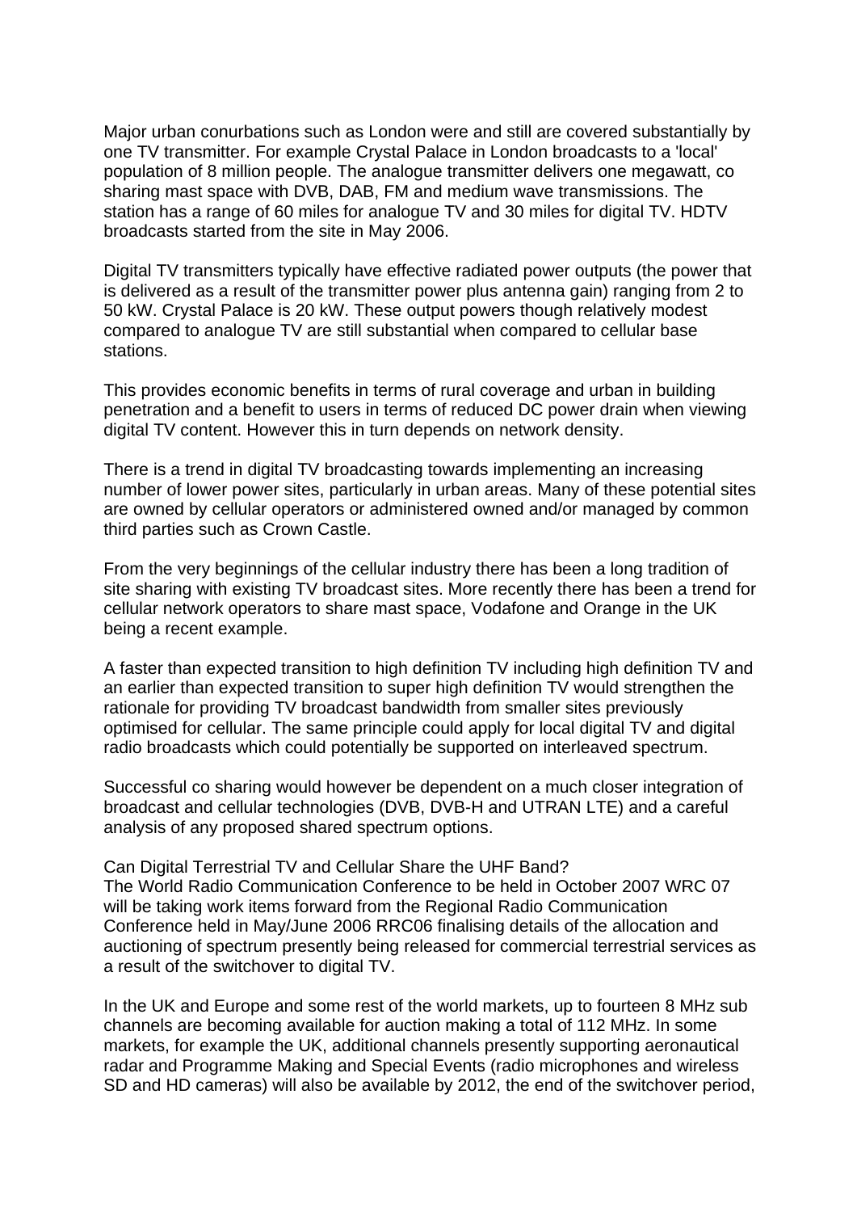Major urban conurbations such as London were and still are covered substantially by one TV transmitter. For example Crystal Palace in London broadcasts to a 'local' population of 8 million people. The analogue transmitter delivers one megawatt, co sharing mast space with DVB, DAB, FM and medium wave transmissions. The station has a range of 60 miles for analogue TV and 30 miles for digital TV. HDTV broadcasts started from the site in May 2006.

Digital TV transmitters typically have effective radiated power outputs (the power that is delivered as a result of the transmitter power plus antenna gain) ranging from 2 to 50 kW. Crystal Palace is 20 kW. These output powers though relatively modest compared to analogue TV are still substantial when compared to cellular base stations.

This provides economic benefits in terms of rural coverage and urban in building penetration and a benefit to users in terms of reduced DC power drain when viewing digital TV content. However this in turn depends on network density.

There is a trend in digital TV broadcasting towards implementing an increasing number of lower power sites, particularly in urban areas. Many of these potential sites are owned by cellular operators or administered owned and/or managed by common third parties such as Crown Castle.

From the very beginnings of the cellular industry there has been a long tradition of site sharing with existing TV broadcast sites. More recently there has been a trend for cellular network operators to share mast space, Vodafone and Orange in the UK being a recent example.

A faster than expected transition to high definition TV including high definition TV and an earlier than expected transition to super high definition TV would strengthen the rationale for providing TV broadcast bandwidth from smaller sites previously optimised for cellular. The same principle could apply for local digital TV and digital radio broadcasts which could potentially be supported on interleaved spectrum.

Successful co sharing would however be dependent on a much closer integration of broadcast and cellular technologies (DVB, DVB-H and UTRAN LTE) and a careful analysis of any proposed shared spectrum options.

Can Digital Terrestrial TV and Cellular Share the UHF Band?
The World Radio Communication Conference to be held in October 2007 WRC 07 will be taking work items forward from the Regional Radio Communication Conference held in May/June 2006 RRC06 finalising details of the allocation and auctioning of spectrum presently being released for commercial terrestrial services as a result of the switchover to digital TV.

In the UK and Europe and some rest of the world markets, up to fourteen 8 MHz sub channels are becoming available for auction making a total of 112 MHz. In some markets, for example the UK, additional channels presently supporting aeronautical radar and Programme Making and Special Events (radio microphones and wireless SD and HD cameras) will also be available by 2012, the end of the switchover period,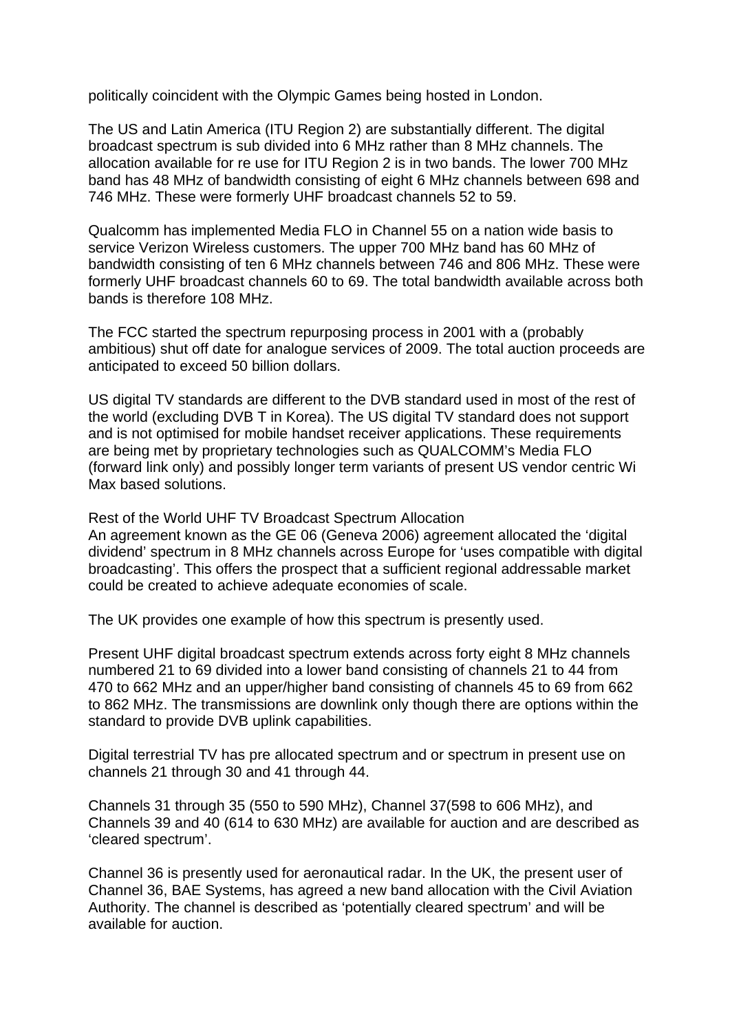politically coincident with the Olympic Games being hosted in London.

The US and Latin America (ITU Region 2) are substantially different. The digital broadcast spectrum is sub divided into 6 MHz rather than 8 MHz channels. The allocation available for re use for ITU Region 2 is in two bands. The lower 700 MHz band has 48 MHz of bandwidth consisting of eight 6 MHz channels between 698 and 746 MHz. These were formerly UHF broadcast channels 52 to 59.

Qualcomm has implemented Media FLO in Channel 55 on a nation wide basis to service Verizon Wireless customers. The upper 700 MHz band has 60 MHz of bandwidth consisting of ten 6 MHz channels between 746 and 806 MHz. These were formerly UHF broadcast channels 60 to 69. The total bandwidth available across both bands is therefore 108 MHz.

The FCC started the spectrum repurposing process in 2001 with a (probably ambitious) shut off date for analogue services of 2009. The total auction proceeds are anticipated to exceed 50 billion dollars.

US digital TV standards are different to the DVB standard used in most of the rest of the world (excluding DVB T in Korea). The US digital TV standard does not support and is not optimised for mobile handset receiver applications. These requirements are being met by proprietary technologies such as QUALCOMM's Media FLO (forward link only) and possibly longer term variants of present US vendor centric Wi Max based solutions.

Rest of the World UHF TV Broadcast Spectrum Allocation

An agreement known as the GE 06 (Geneva 2006) agreement allocated the 'digital dividend' spectrum in 8 MHz channels across Europe for 'uses compatible with digital broadcasting'. This offers the prospect that a sufficient regional addressable market could be created to achieve adequate economies of scale.

The UK provides one example of how this spectrum is presently used.

Present UHF digital broadcast spectrum extends across forty eight 8 MHz channels numbered 21 to 69 divided into a lower band consisting of channels 21 to 44 from 470 to 662 MHz and an upper/higher band consisting of channels 45 to 69 from 662 to 862 MHz. The transmissions are downlink only though there are options within the standard to provide DVB uplink capabilities.

Digital terrestrial TV has pre allocated spectrum and or spectrum in present use on channels 21 through 30 and 41 through 44.

Channels 31 through 35 (550 to 590 MHz), Channel 37(598 to 606 MHz), and Channels 39 and 40 (614 to 630 MHz) are available for auction and are described as 'cleared spectrum'.

Channel 36 is presently used for aeronautical radar. In the UK, the present user of Channel 36, BAE Systems, has agreed a new band allocation with the Civil Aviation Authority. The channel is described as 'potentially cleared spectrum' and will be available for auction.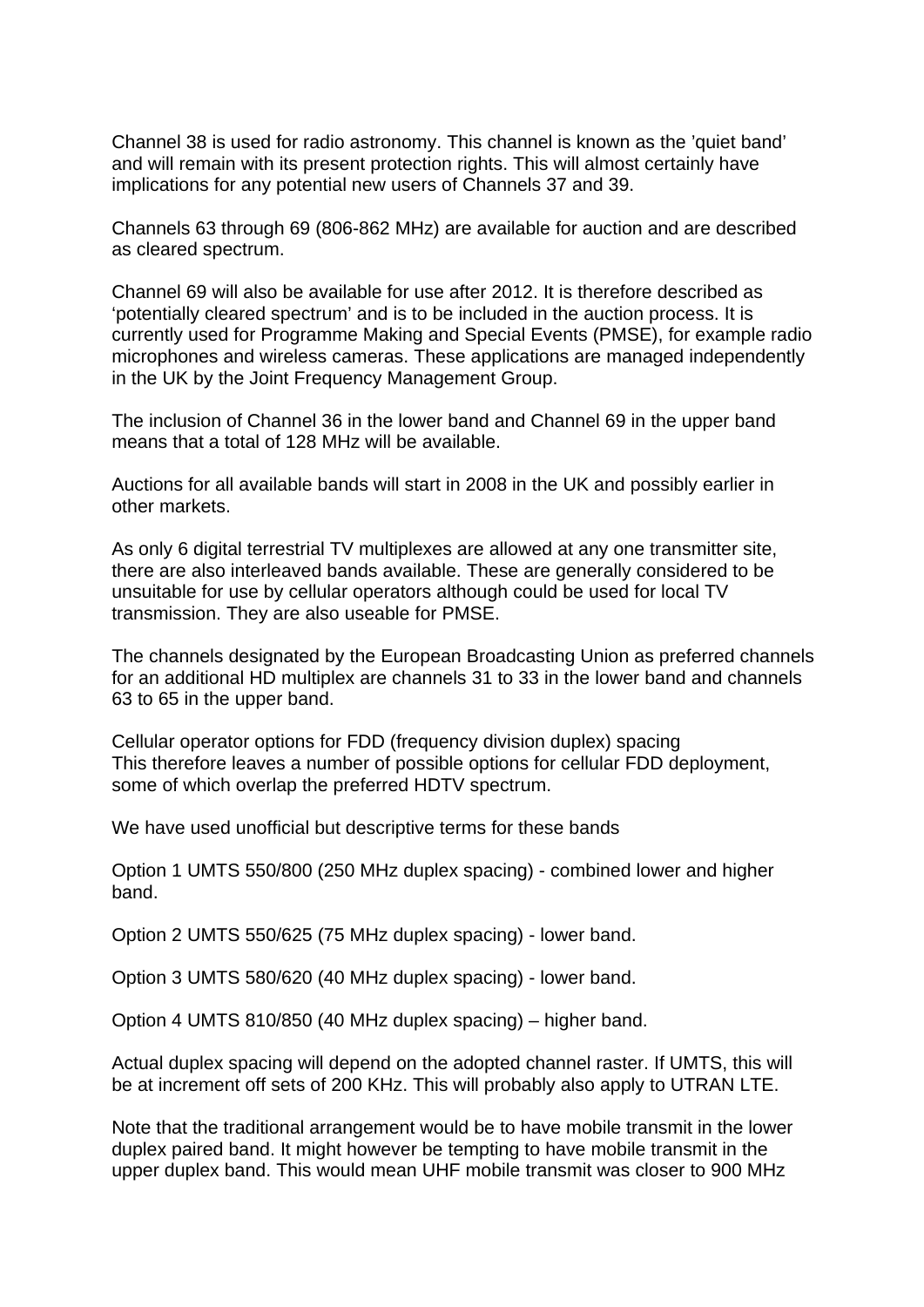Channel 38 is used for radio astronomy. This channel is known as the 'quiet band' and will remain with its present protection rights. This will almost certainly have implications for any potential new users of Channels 37 and 39.

Channels 63 through 69 (806-862 MHz) are available for auction and are described as cleared spectrum.

Channel 69 will also be available for use after 2012. It is therefore described as 'potentially cleared spectrum' and is to be included in the auction process. It is currently used for Programme Making and Special Events (PMSE), for example radio microphones and wireless cameras. These applications are managed independently in the UK by the Joint Frequency Management Group.

The inclusion of Channel 36 in the lower band and Channel 69 in the upper band means that a total of 128 MHz will be available.

Auctions for all available bands will start in 2008 in the UK and possibly earlier in other markets.

As only 6 digital terrestrial TV multiplexes are allowed at any one transmitter site, there are also interleaved bands available. These are generally considered to be unsuitable for use by cellular operators although could be used for local TV transmission. They are also useable for PMSE.

The channels designated by the European Broadcasting Union as preferred channels for an additional HD multiplex are channels 31 to 33 in the lower band and channels 63 to 65 in the upper band.

Cellular operator options for FDD (frequency division duplex) spacing
This therefore leaves a number of possible options for cellular FDD deployment, some of which overlap the preferred HDTV spectrum.

We have used unofficial but descriptive terms for these bands

Option 1 UMTS 550/800 (250 MHz duplex spacing) - combined lower and higher band.

Option 2 UMTS 550/625 (75 MHz duplex spacing) - lower band.

Option 3 UMTS 580/620 (40 MHz duplex spacing) - lower band.

Option 4 UMTS 810/850 (40 MHz duplex spacing) – higher band.

Actual duplex spacing will depend on the adopted channel raster. If UMTS, this will be at increment off sets of 200 KHz. This will probably also apply to UTRAN LTE.

Note that the traditional arrangement would be to have mobile transmit in the lower duplex paired band. It might however be tempting to have mobile transmit in the upper duplex band. This would mean UHF mobile transmit was closer to 900 MHz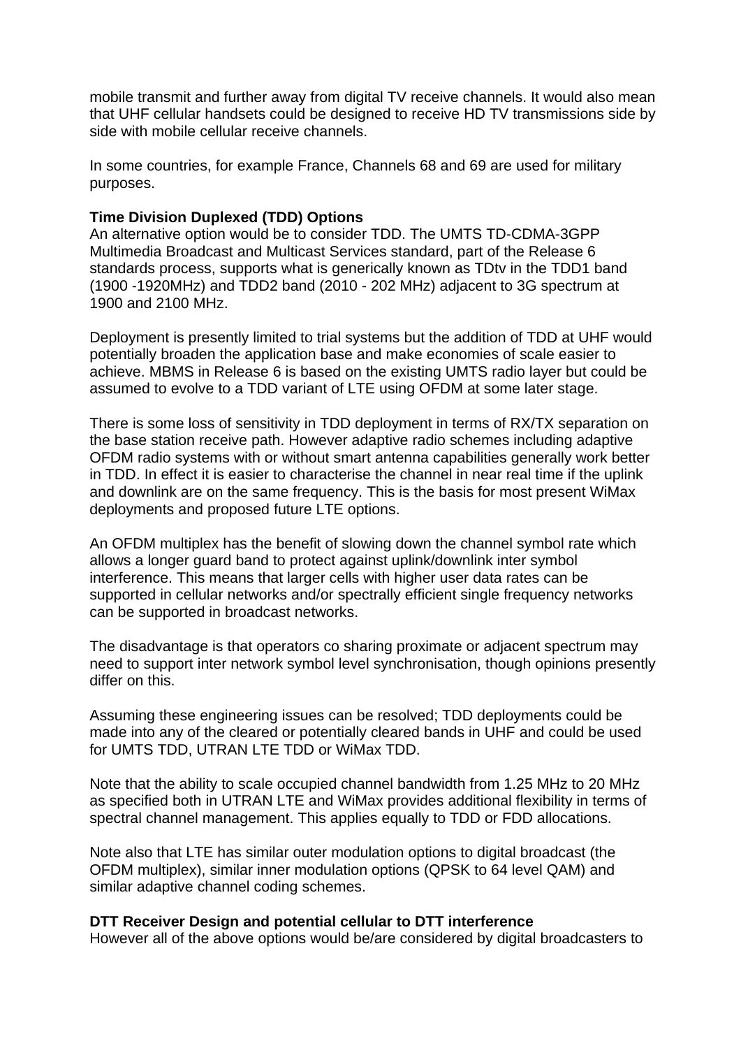mobile transmit and further away from digital TV receive channels. It would also mean that UHF cellular handsets could be designed to receive HD TV transmissions side by side with mobile cellular receive channels.

In some countries, for example France, Channels 68 and 69 are used for military purposes.

**Time Division Duplexed (TDD) Options**
An alternative option would be to consider TDD. The UMTS TD-CDMA-3GPP Multimedia Broadcast and Multicast Services standard, part of the Release 6 standards process, supports what is generically known as TDtv in the TDD1 band (1900 -1920MHz) and TDD2 band (2010 - 202 MHz) adjacent to 3G spectrum at 1900 and 2100 MHz.

Deployment is presently limited to trial systems but the addition of TDD at UHF would potentially broaden the application base and make economies of scale easier to achieve. MBMS in Release 6 is based on the existing UMTS radio layer but could be assumed to evolve to a TDD variant of LTE using OFDM at some later stage.

There is some loss of sensitivity in TDD deployment in terms of RX/TX separation on the base station receive path. However adaptive radio schemes including adaptive OFDM radio systems with or without smart antenna capabilities generally work better in TDD. In effect it is easier to characterise the channel in near real time if the uplink and downlink are on the same frequency. This is the basis for most present WiMax deployments and proposed future LTE options.

An OFDM multiplex has the benefit of slowing down the channel symbol rate which allows a longer guard band to protect against uplink/downlink inter symbol interference. This means that larger cells with higher user data rates can be supported in cellular networks and/or spectrally efficient single frequency networks can be supported in broadcast networks.

The disadvantage is that operators co sharing proximate or adjacent spectrum may need to support inter network symbol level synchronisation, though opinions presently differ on this.

Assuming these engineering issues can be resolved; TDD deployments could be made into any of the cleared or potentially cleared bands in UHF and could be used for UMTS TDD, UTRAN LTE TDD or WiMax TDD.

Note that the ability to scale occupied channel bandwidth from 1.25 MHz to 20 MHz as specified both in UTRAN LTE and WiMax provides additional flexibility in terms of spectral channel management. This applies equally to TDD or FDD allocations.

Note also that LTE has similar outer modulation options to digital broadcast (the OFDM multiplex), similar inner modulation options (QPSK to 64 level QAM) and similar adaptive channel coding schemes.

**DTT Receiver Design and potential cellular to DTT interference**
However all of the above options would be/are considered by digital broadcasters to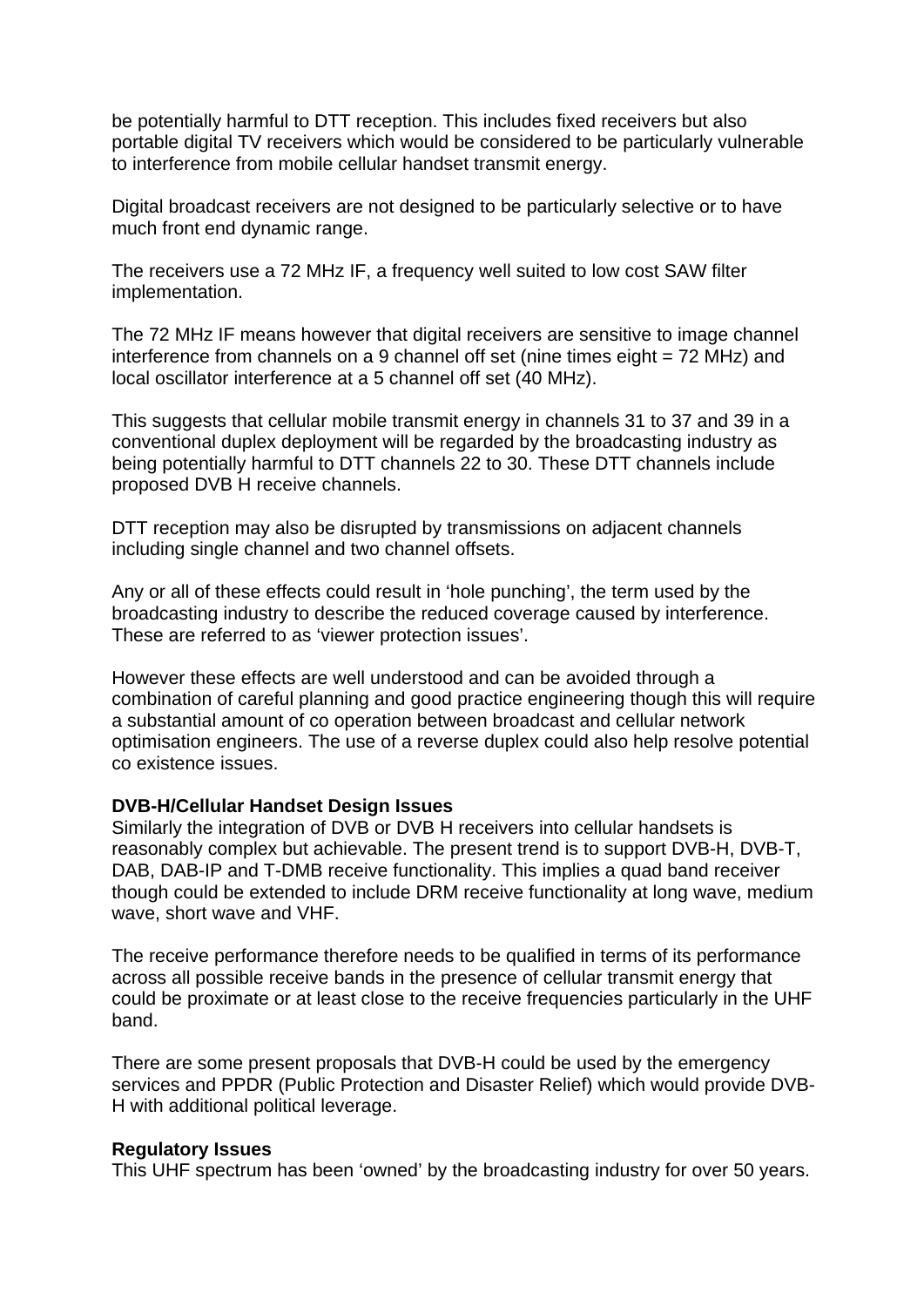be potentially harmful to DTT reception. This includes fixed receivers but also portable digital TV receivers which would be considered to be particularly vulnerable to interference from mobile cellular handset transmit energy.

Digital broadcast receivers are not designed to be particularly selective or to have much front end dynamic range.

The receivers use a 72 MHz IF, a frequency well suited to low cost SAW filter implementation.

The 72 MHz IF means however that digital receivers are sensitive to image channel interference from channels on a 9 channel off set (nine times eight = 72 MHz) and local oscillator interference at a 5 channel off set (40 MHz).

This suggests that cellular mobile transmit energy in channels 31 to 37 and 39 in a conventional duplex deployment will be regarded by the broadcasting industry as being potentially harmful to DTT channels 22 to 30. These DTT channels include proposed DVB H receive channels.

DTT reception may also be disrupted by transmissions on adjacent channels including single channel and two channel offsets.

Any or all of these effects could result in 'hole punching', the term used by the broadcasting industry to describe the reduced coverage caused by interference. These are referred to as 'viewer protection issues'.

However these effects are well understood and can be avoided through a combination of careful planning and good practice engineering though this will require a substantial amount of co operation between broadcast and cellular network optimisation engineers. The use of a reverse duplex could also help resolve potential co existence issues.

**DVB-H/Cellular Handset Design Issues**

Similarly the integration of DVB or DVB H receivers into cellular handsets is reasonably complex but achievable. The present trend is to support DVB-H, DVB-T, DAB, DAB-IP and T-DMB receive functionality. This implies a quad band receiver though could be extended to include DRM receive functionality at long wave, medium wave, short wave and VHF.

The receive performance therefore needs to be qualified in terms of its performance across all possible receive bands in the presence of cellular transmit energy that could be proximate or at least close to the receive frequencies particularly in the UHF band.

There are some present proposals that DVB-H could be used by the emergency services and PPDR (Public Protection and Disaster Relief) which would provide DVB-H with additional political leverage.

**Regulatory Issues**

This UHF spectrum has been 'owned' by the broadcasting industry for over 50 years.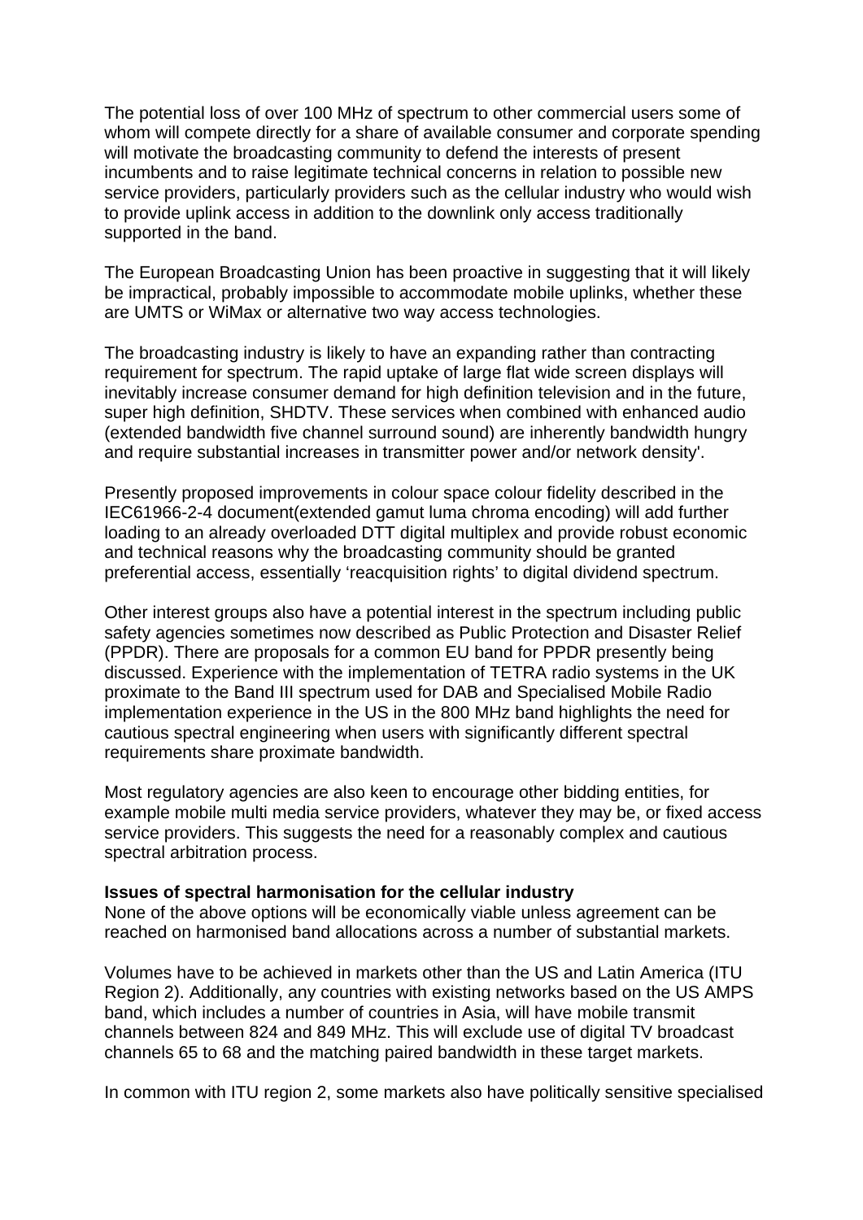The potential loss of over 100 MHz of spectrum to other commercial users some of whom will compete directly for a share of available consumer and corporate spending will motivate the broadcasting community to defend the interests of present incumbents and to raise legitimate technical concerns in relation to possible new service providers, particularly providers such as the cellular industry who would wish to provide uplink access in addition to the downlink only access traditionally supported in the band.

The European Broadcasting Union has been proactive in suggesting that it will likely be impractical, probably impossible to accommodate mobile uplinks, whether these are UMTS or WiMax or alternative two way access technologies.

The broadcasting industry is likely to have an expanding rather than contracting requirement for spectrum. The rapid uptake of large flat wide screen displays will inevitably increase consumer demand for high definition television and in the future, super high definition, SHDTV. These services when combined with enhanced audio (extended bandwidth five channel surround sound) are inherently bandwidth hungry and require substantial increases in transmitter power and/or network density'.

Presently proposed improvements in colour space colour fidelity described in the IEC61966-2-4 document(extended gamut luma chroma encoding) will add further loading to an already overloaded DTT digital multiplex and provide robust economic and technical reasons why the broadcasting community should be granted preferential access, essentially 'reacquisition rights' to digital dividend spectrum.

Other interest groups also have a potential interest in the spectrum including public safety agencies sometimes now described as Public Protection and Disaster Relief (PPDR). There are proposals for a common EU band for PPDR presently being discussed. Experience with the implementation of TETRA radio systems in the UK proximate to the Band III spectrum used for DAB and Specialised Mobile Radio implementation experience in the US in the 800 MHz band highlights the need for cautious spectral engineering when users with significantly different spectral requirements share proximate bandwidth.

Most regulatory agencies are also keen to encourage other bidding entities, for example mobile multi media service providers, whatever they may be, or fixed access service providers. This suggests the need for a reasonably complex and cautious spectral arbitration process.

**Issues of spectral harmonisation for the cellular industry**

None of the above options will be economically viable unless agreement can be reached on harmonised band allocations across a number of substantial markets.

Volumes have to be achieved in markets other than the US and Latin America (ITU Region 2). Additionally, any countries with existing networks based on the US AMPS band, which includes a number of countries in Asia, will have mobile transmit channels between 824 and 849 MHz. This will exclude use of digital TV broadcast channels 65 to 68 and the matching paired bandwidth in these target markets.

In common with ITU region 2, some markets also have politically sensitive specialised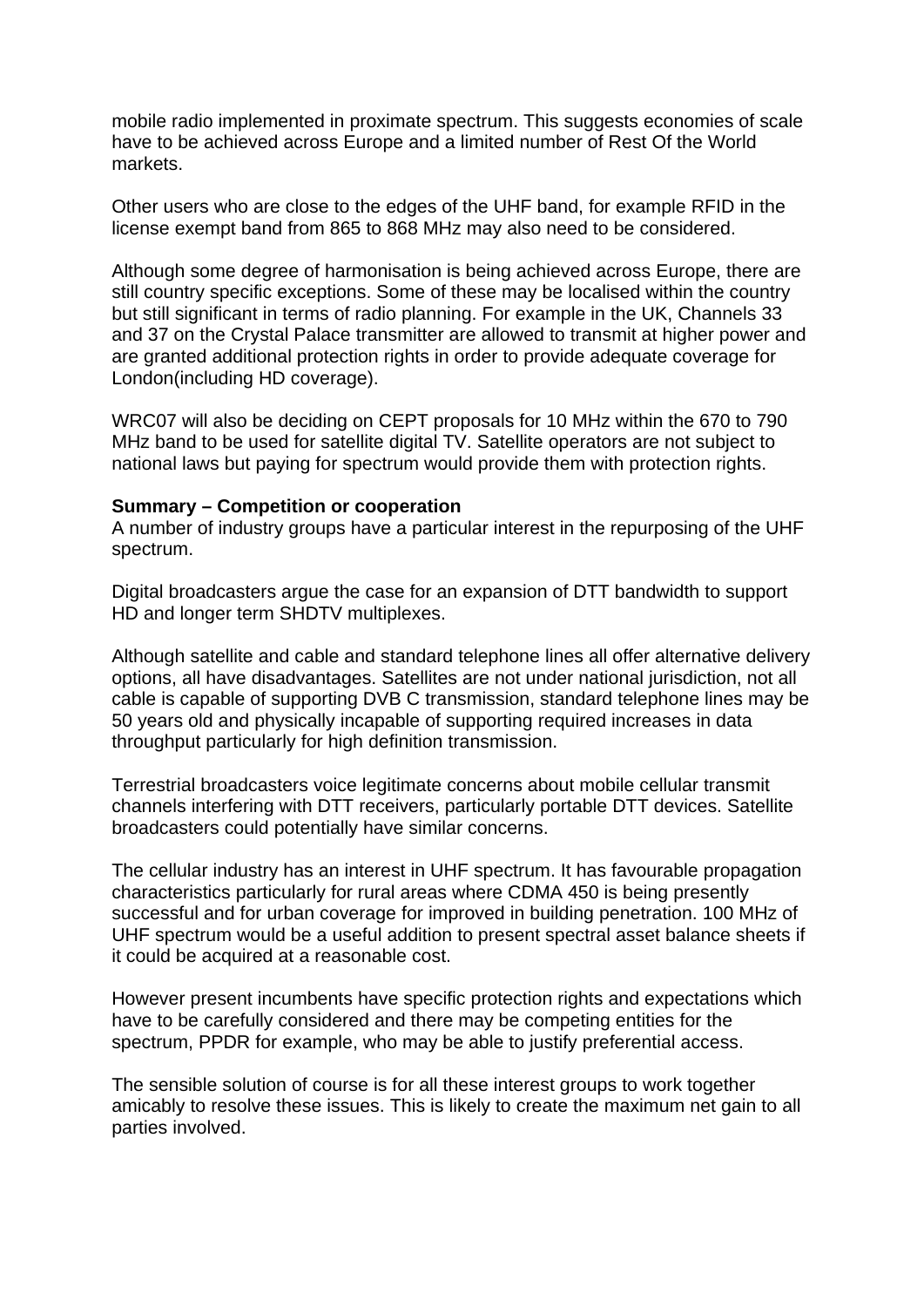mobile radio implemented in proximate spectrum. This suggests economies of scale have to be achieved across Europe and a limited number of Rest Of the World markets.

Other users who are close to the edges of the UHF band, for example RFID in the license exempt band from 865 to 868 MHz may also need to be considered.

Although some degree of harmonisation is being achieved across Europe, there are still country specific exceptions. Some of these may be localised within the country but still significant in terms of radio planning. For example in the UK, Channels 33 and 37 on the Crystal Palace transmitter are allowed to transmit at higher power and are granted additional protection rights in order to provide adequate coverage for London(including HD coverage).

WRC07 will also be deciding on CEPT proposals for 10 MHz within the 670 to 790 MHz band to be used for satellite digital TV. Satellite operators are not subject to national laws but paying for spectrum would provide them with protection rights.

**Summary – Competition or cooperation**
A number of industry groups have a particular interest in the repurposing of the UHF spectrum.

Digital broadcasters argue the case for an expansion of DTT bandwidth to support HD and longer term SHDTV multiplexes.

Although satellite and cable and standard telephone lines all offer alternative delivery options, all have disadvantages. Satellites are not under national jurisdiction, not all cable is capable of supporting DVB C transmission, standard telephone lines may be 50 years old and physically incapable of supporting required increases in data throughput particularly for high definition transmission.

Terrestrial broadcasters voice legitimate concerns about mobile cellular transmit channels interfering with DTT receivers, particularly portable DTT devices. Satellite broadcasters could potentially have similar concerns.

The cellular industry has an interest in UHF spectrum. It has favourable propagation characteristics particularly for rural areas where CDMA 450 is being presently successful and for urban coverage for improved in building penetration. 100 MHz of UHF spectrum would be a useful addition to present spectral asset balance sheets if it could be acquired at a reasonable cost.

However present incumbents have specific protection rights and expectations which have to be carefully considered and there may be competing entities for the spectrum, PPDR for example, who may be able to justify preferential access.

The sensible solution of course is for all these interest groups to work together amicably to resolve these issues. This is likely to create the maximum net gain to all parties involved.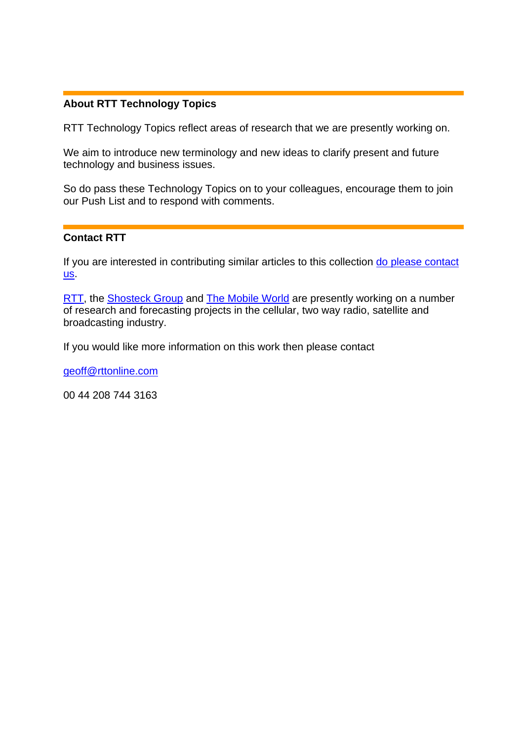## About RTT Technology Topics

RTT Technology Topics reflect areas of research that we are presently working on.

We aim to introduce new terminology and new ideas to clarify present and future technology and business issues.

So do pass these Technology Topics on to your colleagues, encourage them to join our Push List and to respond with comments.

## Contact RTT

If you are interested in contributing similar articles to this collection do please contact us.

RTT, the Shosteck Group and The Mobile World are presently working on a number of research and forecasting projects in the cellular, two way radio, satellite and broadcasting industry.

If you would like more information on this work then please contact

geoff@rttonline.com

00 44 208 744 3163